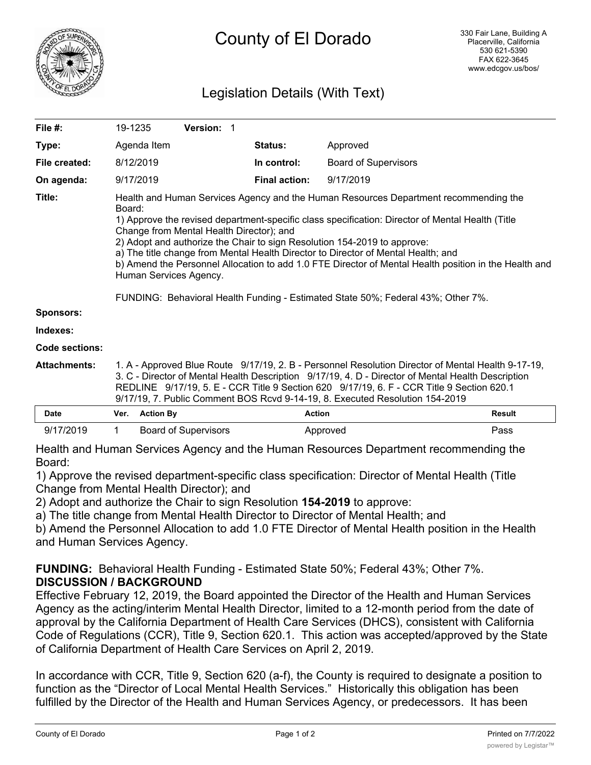# County of El Dorado

330 Fair Lane, Building A
Placerville, California
530 621-5390
FAX 622-3645
www.edcgov.us/bos/

## Legislation Details (With Text)

| | | | |
|---|---|---|---|
| **File #:** | 19-1235 **Version:** 1 | | |
| **Type:** | Agenda Item | **Status:** | Approved |
| **File created:** | 8/12/2019 | **In control:** | Board of Supervisors |
| **On agenda:** | 9/17/2019 | **Final action:** | 9/17/2019 |

**Title:** Health and Human Services Agency and the Human Resources Department recommending the Board:
1) Approve the revised department-specific class specification: Director of Mental Health (Title Change from Mental Health Director); and
2) Adopt and authorize the Chair to sign Resolution 154-2019 to approve:
a) The title change from Mental Health Director to Director of Mental Health; and
b) Amend the Personnel Allocation to add 1.0 FTE Director of Mental Health position in the Health and Human Services Agency.

FUNDING: Behavioral Health Funding - Estimated State 50%; Federal 43%; Other 7%.

**Sponsors:**

**Indexes:**

**Code sections:**

**Attachments:** 1. A - Approved Blue Route 9/17/19, 2. B - Personnel Resolution Director of Mental Health 9-17-19, 3. C - Director of Mental Health Description 9/17/19, 4. D - Director of Mental Health Description REDLINE 9/17/19, 5. E - CCR Title 9 Section 620 9/17/19, 6. F - CCR Title 9 Section 620.1 9/17/19, 7. Public Comment BOS Rcvd 9-14-19, 8. Executed Resolution 154-2019

| Date | Ver. | Action By | Action | Result |
|---|---|---|---|---|
| 9/17/2019 | 1 | Board of Supervisors | Approved | Pass |

Health and Human Services Agency and the Human Resources Department recommending the Board:

1) Approve the revised department-specific class specification: Director of Mental Health (Title Change from Mental Health Director); and

2) Adopt and authorize the Chair to sign Resolution **154-2019** to approve:

a) The title change from Mental Health Director to Director of Mental Health; and

b) Amend the Personnel Allocation to add 1.0 FTE Director of Mental Health position in the Health and Human Services Agency.

**FUNDING:** Behavioral Health Funding - Estimated State 50%; Federal 43%; Other 7%.

**DISCUSSION / BACKGROUND**

Effective February 12, 2019, the Board appointed the Director of the Health and Human Services Agency as the acting/interim Mental Health Director, limited to a 12-month period from the date of approval by the California Department of Health Care Services (DHCS), consistent with California Code of Regulations (CCR), Title 9, Section 620.1. This action was accepted/approved by the State of California Department of Health Care Services on April 2, 2019.

In accordance with CCR, Title 9, Section 620 (a-f), the County is required to designate a position to function as the "Director of Local Mental Health Services." Historically this obligation has been fulfilled by the Director of the Health and Human Services Agency, or predecessors. It has been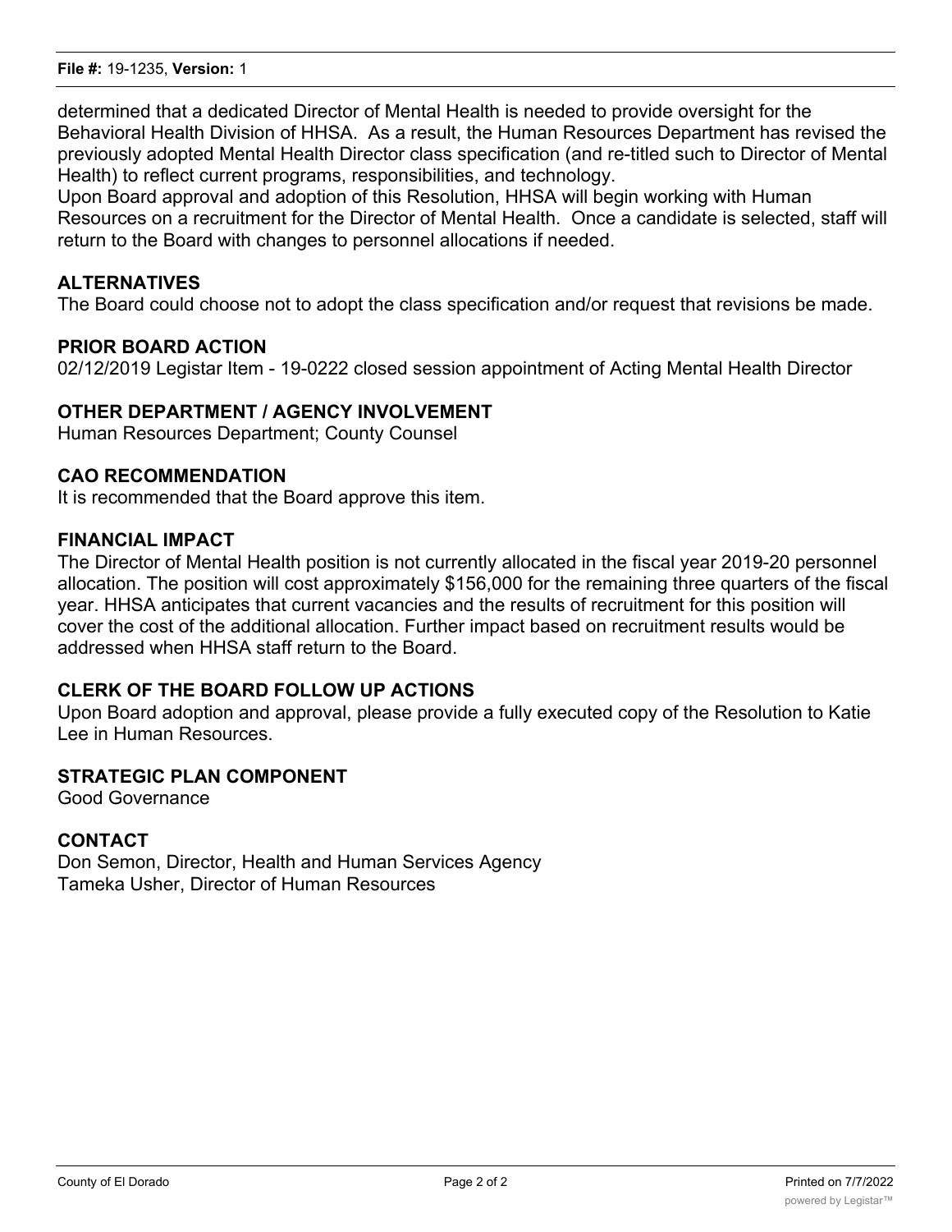determined that a dedicated Director of Mental Health is needed to provide oversight for the Behavioral Health Division of HHSA. As a result, the Human Resources Department has revised the previously adopted Mental Health Director class specification (and re-titled such to Director of Mental Health) to reflect current programs, responsibilities, and technology.

Upon Board approval and adoption of this Resolution, HHSA will begin working with Human Resources on a recruitment for the Director of Mental Health. Once a candidate is selected, staff will return to the Board with changes to personnel allocations if needed.

## ALTERNATIVES

The Board could choose not to adopt the class specification and/or request that revisions be made.

## PRIOR BOARD ACTION

02/12/2019 Legistar Item - 19-0222 closed session appointment of Acting Mental Health Director

## OTHER DEPARTMENT / AGENCY INVOLVEMENT

Human Resources Department; County Counsel

## CAO RECOMMENDATION

It is recommended that the Board approve this item.

## FINANCIAL IMPACT

The Director of Mental Health position is not currently allocated in the fiscal year 2019-20 personnel allocation. The position will cost approximately $156,000 for the remaining three quarters of the fiscal year. HHSA anticipates that current vacancies and the results of recruitment for this position will cover the cost of the additional allocation. Further impact based on recruitment results would be addressed when HHSA staff return to the Board.

## CLERK OF THE BOARD FOLLOW UP ACTIONS

Upon Board adoption and approval, please provide a fully executed copy of the Resolution to Katie Lee in Human Resources.

## STRATEGIC PLAN COMPONENT

Good Governance

## CONTACT

Don Semon, Director, Health and Human Services Agency
Tameka Usher, Director of Human Resources